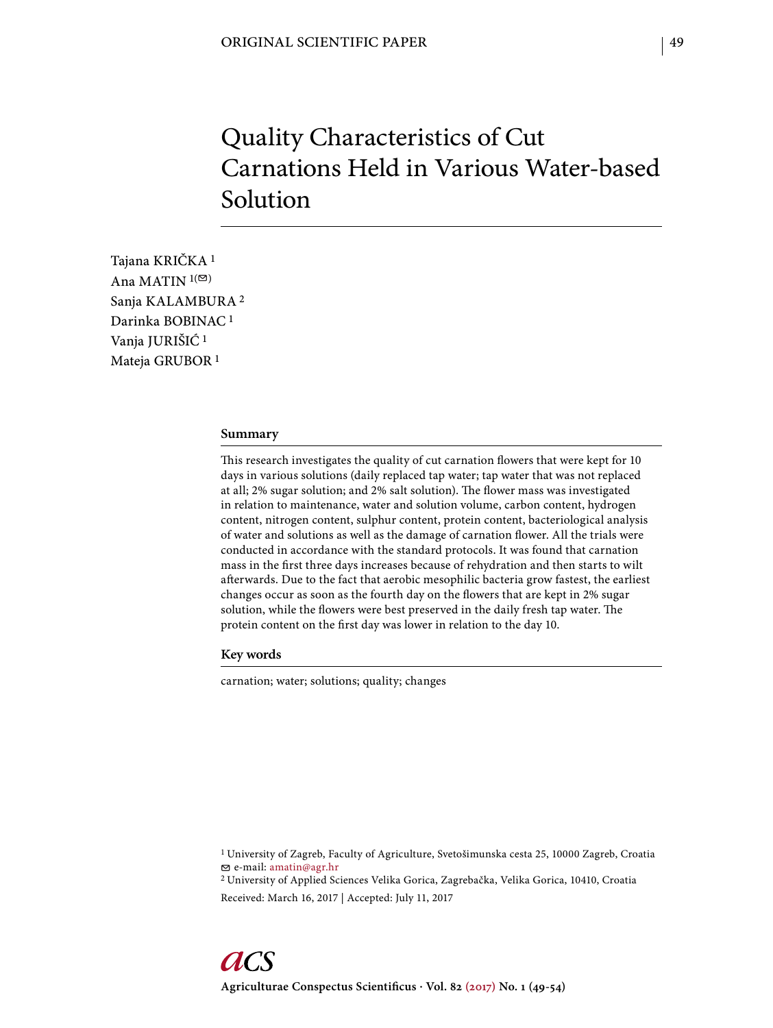ORIGINAL SCIENTIFIC PAPER

# Quality Characteristics of Cut Carnations Held in Various Water-based Solution

Tajana KRIČKA [1]
Ana MATIN [1(✉)]
Sanja KALAMBURA [2]
Darinka BOBINAC [1]
Vanja JURIŠIĆ [1]
Mateja GRUBOR [1]

## Summary

This research investigates the quality of cut carnation flowers that were kept for 10 days in various solutions (daily replaced tap water; tap water that was not replaced at all; 2% sugar solution; and 2% salt solution). The flower mass was investigated in relation to maintenance, water and solution volume, carbon content, hydrogen content, nitrogen content, sulphur content, protein content, bacteriological analysis of water and solutions as well as the damage of carnation flower. All the trials were conducted in accordance with the standard protocols. It was found that carnation mass in the first three days increases because of rehydration and then starts to wilt afterwards. Due to the fact that aerobic mesophilic bacteria grow fastest, the earliest changes occur as soon as the fourth day on the flowers that are kept in 2% sugar solution, while the flowers were best preserved in the daily fresh tap water. The protein content on the first day was lower in relation to the day 10.

## Key words

carnation; water; solutions; quality; changes

[1] University of Zagreb, Faculty of Agriculture, Svetošimunska cesta 25, 10000 Zagreb, Croatia
✉ e-mail: amatin@agr.hr
[2] University of Applied Sciences Velika Gorica, Zagrebačka, Velika Gorica, 10410, Croatia
Received: March 16, 2017 | Accepted: July 11, 2017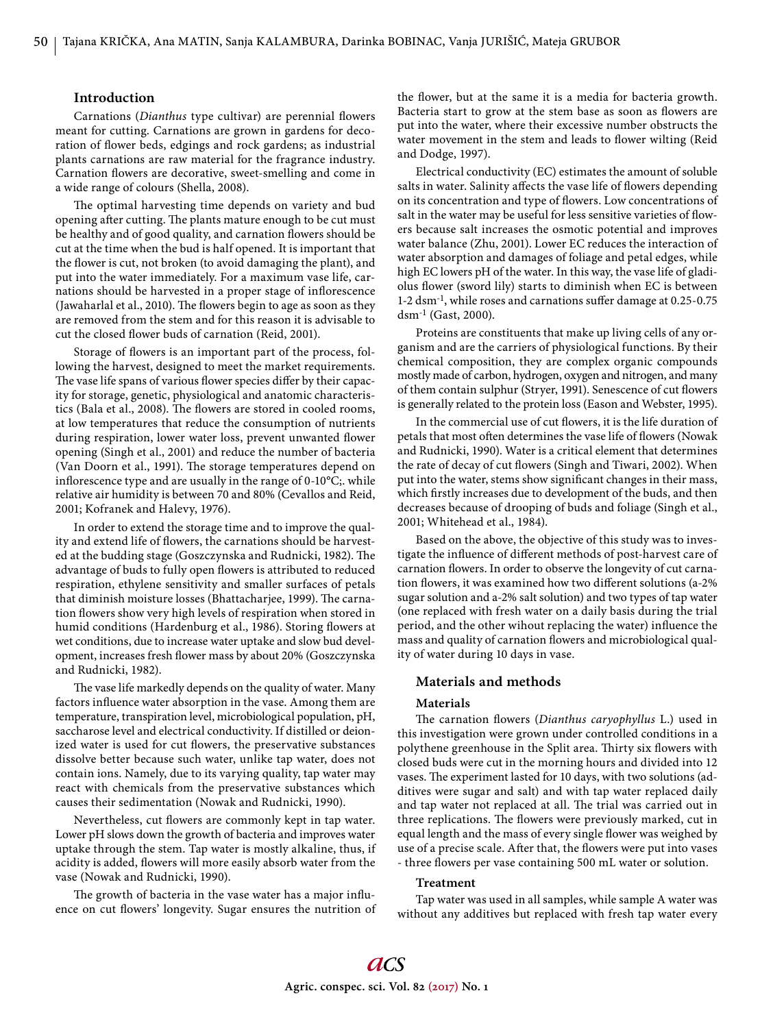## Introduction

Carnations (*Dianthus* type cultivar) are perennial flowers meant for cutting. Carnations are grown in gardens for decoration of flower beds, edgings and rock gardens; as industrial plants carnations are raw material for the fragrance industry. Carnation flowers are decorative, sweet-smelling and come in a wide range of colours (Shella, 2008).

The optimal harvesting time depends on variety and bud opening after cutting. The plants mature enough to be cut must be healthy and of good quality, and carnation flowers should be cut at the time when the bud is half opened. It is important that the flower is cut, not broken (to avoid damaging the plant), and put into the water immediately. For a maximum vase life, carnations should be harvested in a proper stage of inflorescence (Jawaharlal et al., 2010). The flowers begin to age as soon as they are removed from the stem and for this reason it is advisable to cut the closed flower buds of carnation (Reid, 2001).

Storage of flowers is an important part of the process, following the harvest, designed to meet the market requirements. The vase life spans of various flower species differ by their capacity for storage, genetic, physiological and anatomic characteristics (Bala et al., 2008). The flowers are stored in cooled rooms, at low temperatures that reduce the consumption of nutrients during respiration, lower water loss, prevent unwanted flower opening (Singh et al., 2001) and reduce the number of bacteria (Van Doorn et al., 1991). The storage temperatures depend on inflorescence type and are usually in the range of 0-10°C;. while relative air humidity is between 70 and 80% (Cevallos and Reid, 2001; Kofranek and Halevy, 1976).

In order to extend the storage time and to improve the quality and extend life of flowers, the carnations should be harvested at the budding stage (Goszczynska and Rudnicki, 1982). The advantage of buds to fully open flowers is attributed to reduced respiration, ethylene sensitivity and smaller surfaces of petals that diminish moisture losses (Bhattacharjee, 1999). The carnation flowers show very high levels of respiration when stored in humid conditions (Hardenburg et al., 1986). Storing flowers at wet conditions, due to increase water uptake and slow bud development, increases fresh flower mass by about 20% (Goszczynska and Rudnicki, 1982).

The vase life markedly depends on the quality of water. Many factors influence water absorption in the vase. Among them are temperature, transpiration level, microbiological population, pH, saccharose level and electrical conductivity. If distilled or deionized water is used for cut flowers, the preservative substances dissolve better because such water, unlike tap water, does not contain ions. Namely, due to its varying quality, tap water may react with chemicals from the preservative substances which causes their sedimentation (Nowak and Rudnicki, 1990).

Nevertheless, cut flowers are commonly kept in tap water. Lower pH slows down the growth of bacteria and improves water uptake through the stem. Tap water is mostly alkaline, thus, if acidity is added, flowers will more easily absorb water from the vase (Nowak and Rudnicki, 1990).

The growth of bacteria in the vase water has a major influence on cut flowers' longevity. Sugar ensures the nutrition of the flower, but at the same it is a media for bacteria growth. Bacteria start to grow at the stem base as soon as flowers are put into the water, where their excessive number obstructs the water movement in the stem and leads to flower wilting (Reid and Dodge, 1997).

Electrical conductivity (EC) estimates the amount of soluble salts in water. Salinity affects the vase life of flowers depending on its concentration and type of flowers. Low concentrations of salt in the water may be useful for less sensitive varieties of flowers because salt increases the osmotic potential and improves water balance (Zhu, 2001). Lower EC reduces the interaction of water absorption and damages of foliage and petal edges, while high EC lowers pH of the water. In this way, the vase life of gladiolus flower (sword lily) starts to diminish when EC is between 1-2 $dsm^{-1}$, while roses and carnations suffer damage at 0.25-0.75 $dsm^{-1}$ (Gast, 2000).

Proteins are constituents that make up living cells of any organism and are the carriers of physiological functions. By their chemical composition, they are complex organic compounds mostly made of carbon, hydrogen, oxygen and nitrogen, and many of them contain sulphur (Stryer, 1991). Senescence of cut flowers is generally related to the protein loss (Eason and Webster, 1995).

In the commercial use of cut flowers, it is the life duration of petals that most often determines the vase life of flowers (Nowak and Rudnicki, 1990). Water is a critical element that determines the rate of decay of cut flowers (Singh and Tiwari, 2002). When put into the water, stems show significant changes in their mass, which firstly increases due to development of the buds, and then decreases because of drooping of buds and foliage (Singh et al., 2001; Whitehead et al., 1984).

Based on the above, the objective of this study was to investigate the influence of different methods of post-harvest care of carnation flowers. In order to observe the longevity of cut carnation flowers, it was examined how two different solutions (a-2% sugar solution and a-2% salt solution) and two types of tap water (one replaced with fresh water on a daily basis during the trial period, and the other wihout replacing the water) influence the mass and quality of carnation flowers and microbiological quality of water during 10 days in vase.

## Materials and methods

### Materials

The carnation flowers (*Dianthus caryophyllus* L.) used in this investigation were grown under controlled conditions in a polythene greenhouse in the Split area. Thirty six flowers with closed buds were cut in the morning hours and divided into 12 vases. The experiment lasted for 10 days, with two solutions (additives were sugar and salt) and with tap water replaced daily and tap water not replaced at all. The trial was carried out in three replications. The flowers were previously marked, cut in equal length and the mass of every single flower was weighed by use of a precise scale. After that, the flowers were put into vases - three flowers per vase containing 500 mL water or solution.

### Treatment

Tap water was used in all samples, while sample A water was without any additives but replaced with fresh tap water every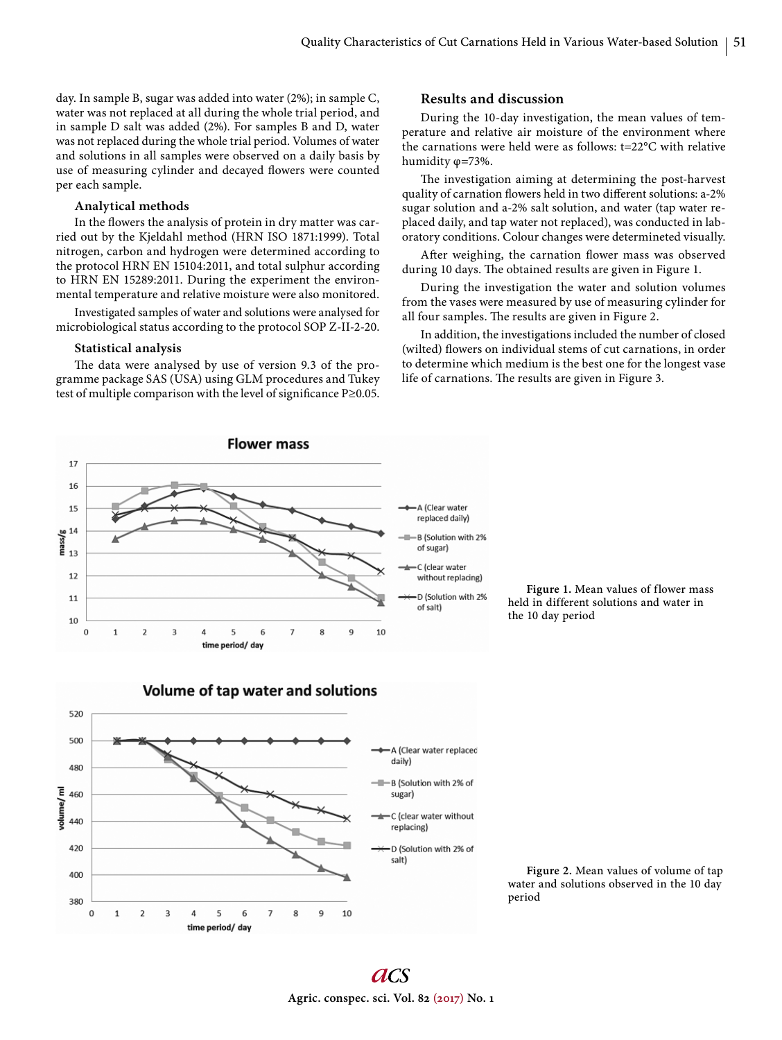day. In sample B, sugar was added into water (2%); in sample C, water was not replaced at all during the whole trial period, and in sample D salt was added (2%). For samples B and D, water was not replaced during the whole trial period. Volumes of water and solutions in all samples were observed on a daily basis by use of measuring cylinder and decayed flowers were counted per each sample.

### Analytical methods

In the flowers the analysis of protein in dry matter was carried out by the Kjeldahl method (HRN ISO 1871:1999). Total nitrogen, carbon and hydrogen were determined according to the protocol HRN EN 15104:2011, and total sulphur according to HRN EN 15289:2011. During the experiment the environmental temperature and relative moisture were also monitored.

Investigated samples of water and solutions were analysed for microbiological status according to the protocol SOP Z-II-2-20.

### Statistical analysis

The data were analysed by use of version 9.3 of the programme package SAS (USA) using GLM procedures and Tukey test of multiple comparison with the level of significance P≥0.05.

## Results and discussion

During the 10-day investigation, the mean values of temperature and relative air moisture of the environment where the carnations were held were as follows: t=22°C with relative humidity φ=73%.

The investigation aiming at determining the post-harvest quality of carnation flowers held in two different solutions: a-2% sugar solution and a-2% salt solution, and water (tap water replaced daily, and tap water not replaced), was conducted in laboratory conditions. Colour changes were determineted visually.

After weighing, the carnation flower mass was observed during 10 days. The obtained results are given in Figure 1.

During the investigation the water and solution volumes from the vases were measured by use of measuring cylinder for all four samples. The results are given in Figure 2.

In addition, the investigations included the number of closed (wilted) flowers on individual stems of cut carnations, in order to determine which medium is the best one for the longest vase life of carnations. The results are given in Figure 3.

**Figure 1.** Mean values of flower mass held in different solutions and water in the 10 day period

**Figure 2.** Mean values of volume of tap water and solutions observed in the 10 day period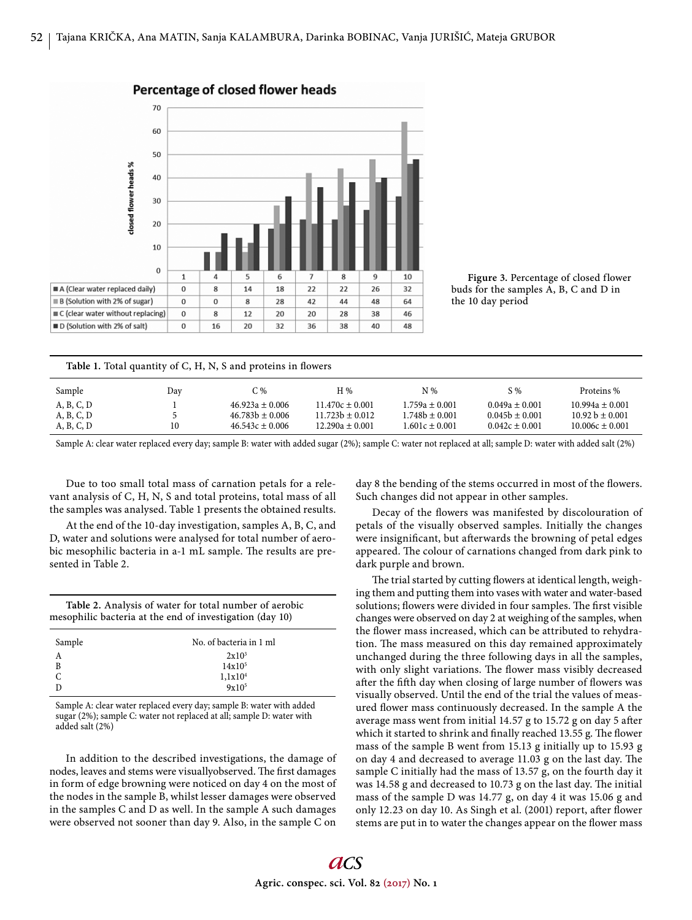**Percentage of closed flower heads**

|  | 1 | 4 | 5 | 6 | 7 | 8 | 9 | 10 |
|---|---|---|---|---|---|---|---|---|
| A (Clear water replaced daily) | 0 | 8 | 14 | 18 | 22 | 22 | 26 | 32 |
| B (Solution with 2% of sugar) | 0 | 0 | 8 | 28 | 42 | 44 | 48 | 64 |
| C (clear water without replacing) | 0 | 8 | 12 | 20 | 20 | 28 | 38 | 46 |
| D (Solution with 2% of salt) | 0 | 16 | 20 | 32 | 36 | 38 | 40 | 48 |

**Figure 3.** Percentage of closed flower buds for the samples A, B, C and D in the 10 day period

**Table 1.** Total quantity of C, H, N, S and proteins in flowers

| Sample | Day | C % | H % | N % | S % | Proteins % |
|---|---|---|---|---|---|---|
| A, B, C, D | 1 | 46.923a ± 0.006 | 11.470c ± 0.001 | 1.759a ± 0.001 | 0.049a ± 0.001 | 10.994a ± 0.001 |
| A, B, C, D | 5 | 46.783b ± 0.006 | 11.723b ± 0.012 | 1.748b ± 0.001 | 0.045b ± 0.001 | 10.92 b ± 0.001 |
| A, B, C, D | 10 | 46.543c ± 0.006 | 12.290a ± 0.001 | 1.601c ± 0.001 | 0.042c ± 0.001 | 10.006c ± 0.001 |

Sample A: clear water replaced every day; sample B: water with added sugar (2%); sample C: water not replaced at all; sample D: water with added salt (2%)

Due to too small total mass of carnation petals for a relevant analysis of C, H, N, S and total proteins, total mass of all the samples was analysed. Table 1 presents the obtained results.

At the end of the 10-day investigation, samples A, B, C, and D, water and solutions were analysed for total number of aerobic mesophilic bacteria in a-1 mL sample. The results are presented in Table 2.

**Table 2.** Analysis of water for total number of aerobic mesophilic bacteria at the end of investigation (day 10)

| Sample | No. of bacteria in 1 ml |
|---|---|
| A | $2x10^3$ |
| B | $14x10^5$ |
| C | $1,1x10^4$ |
| D | $9x10^5$ |

Sample A: clear water replaced every day; sample B: water with added sugar (2%); sample C: water not replaced at all; sample D: water with added salt (2%)

In addition to the described investigations, the damage of nodes, leaves and stems were visuallyobserved. The first damages in form of edge browning were noticed on day 4 on the most of the nodes in the sample B, whilst lesser damages were observed in the samples C and D as well. In the sample A such damages were observed not sooner than day 9. Also, in the sample C on day 8 the bending of the stems occurred in most of the flowers. Such changes did not appear in other samples.

Decay of the flowers was manifested by discolouration of petals of the visually observed samples. Initially the changes were insignificant, but afterwards the browning of petal edges appeared. The colour of carnations changed from dark pink to dark purple and brown.

The trial started by cutting flowers at identical length, weighing them and putting them into vases with water and water-based solutions; flowers were divided in four samples. The first visible changes were observed on day 2 at weighing of the samples, when the flower mass increased, which can be attributed to rehydration. The mass measured on this day remained approximately unchanged during the three following days in all the samples, with only slight variations. The flower mass visibly decreased after the fifth day when closing of large number of flowers was visually observed. Until the end of the trial the values of measured flower mass continuously decreased. In the sample A the average mass went from initial 14.57 g to 15.72 g on day 5 after which it started to shrink and finally reached 13.55 g. The flower mass of the sample B went from 15.13 g initially up to 15.93 g on day 4 and decreased to average 11.03 g on the last day. The sample C initially had the mass of 13.57 g, on the fourth day it was 14.58 g and decreased to 10.73 g on the last day. The initial mass of the sample D was 14.77 g, on day 4 it was 15.06 g and only 12.23 on day 10. As Singh et al. (2001) report, after flower stems are put in to water the changes appear on the flower mass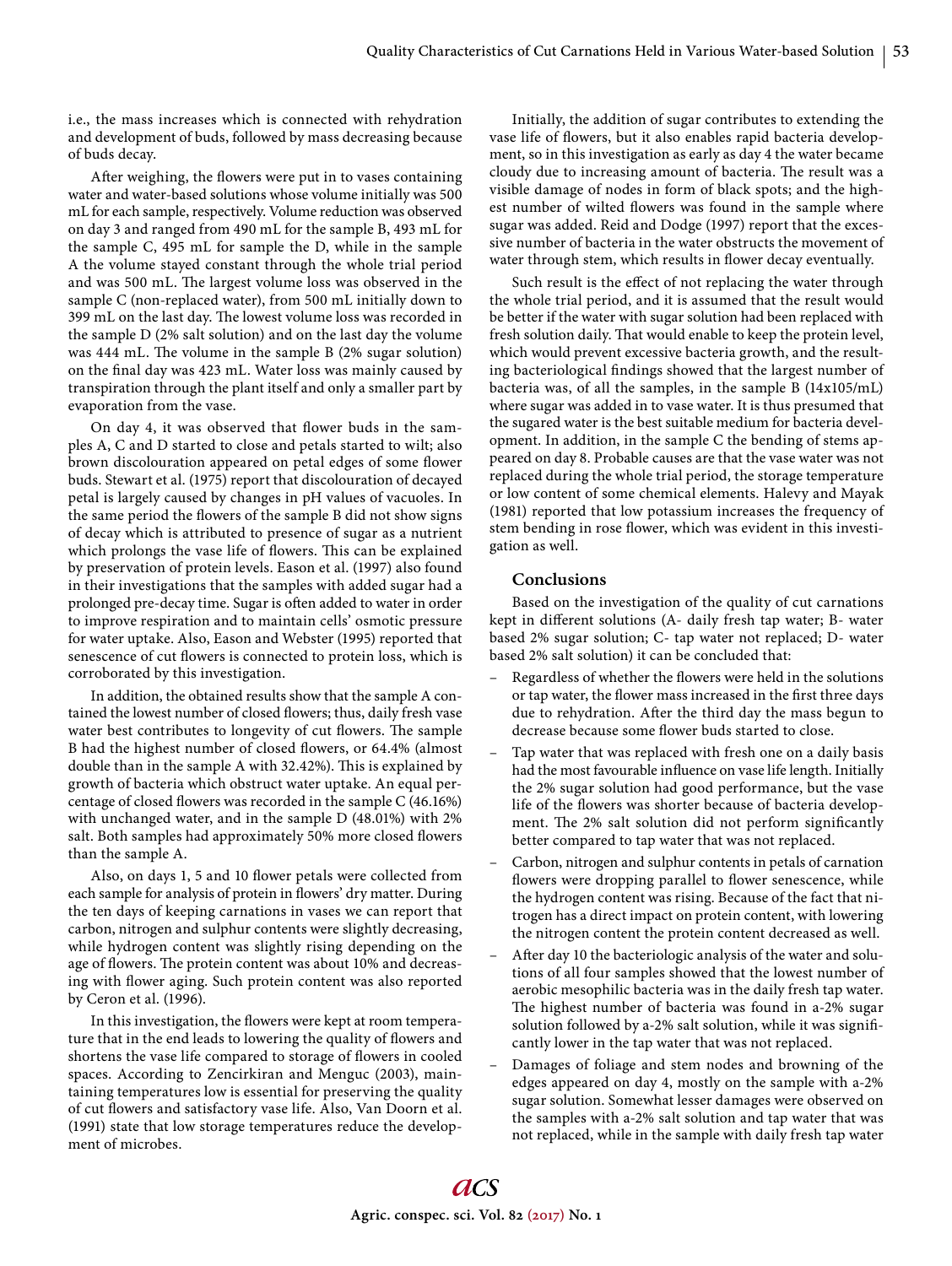i.e., the mass increases which is connected with rehydration and development of buds, followed by mass decreasing because of buds decay.

After weighing, the flowers were put in to vases containing water and water-based solutions whose volume initially was 500 mL for each sample, respectively. Volume reduction was observed on day 3 and ranged from 490 mL for the sample B, 493 mL for the sample C, 495 mL for sample the D, while in the sample A the volume stayed constant through the whole trial period and was 500 mL. The largest volume loss was observed in the sample C (non-replaced water), from 500 mL initially down to 399 mL on the last day. The lowest volume loss was recorded in the sample D (2% salt solution) and on the last day the volume was 444 mL. The volume in the sample B (2% sugar solution) on the final day was 423 mL. Water loss was mainly caused by transpiration through the plant itself and only a smaller part by evaporation from the vase.

On day 4, it was observed that flower buds in the samples A, C and D started to close and petals started to wilt; also brown discolouration appeared on petal edges of some flower buds. Stewart et al. (1975) report that discolouration of decayed petal is largely caused by changes in pH values of vacuoles. In the same period the flowers of the sample B did not show signs of decay which is attributed to presence of sugar as a nutrient which prolongs the vase life of flowers. This can be explained by preservation of protein levels. Eason et al. (1997) also found in their investigations that the samples with added sugar had a prolonged pre-decay time. Sugar is often added to water in order to improve respiration and to maintain cells' osmotic pressure for water uptake. Also, Eason and Webster (1995) reported that senescence of cut flowers is connected to protein loss, which is corroborated by this investigation.

In addition, the obtained results show that the sample A contained the lowest number of closed flowers; thus, daily fresh vase water best contributes to longevity of cut flowers. The sample B had the highest number of closed flowers, or 64.4% (almost double than in the sample A with 32.42%). This is explained by growth of bacteria which obstruct water uptake. An equal percentage of closed flowers was recorded in the sample C (46.16%) with unchanged water, and in the sample D (48.01%) with 2% salt. Both samples had approximately 50% more closed flowers than the sample A.

Also, on days 1, 5 and 10 flower petals were collected from each sample for analysis of protein in flowers' dry matter. During the ten days of keeping carnations in vases we can report that carbon, nitrogen and sulphur contents were slightly decreasing, while hydrogen content was slightly rising depending on the age of flowers. The protein content was about 10% and decreasing with flower aging. Such protein content was also reported by Ceron et al. (1996).

In this investigation, the flowers were kept at room temperature that in the end leads to lowering the quality of flowers and shortens the vase life compared to storage of flowers in cooled spaces. According to Zencirkiran and Menguc (2003), maintaining temperatures low is essential for preserving the quality of cut flowers and satisfactory vase life. Also, Van Doorn et al. (1991) state that low storage temperatures reduce the development of microbes.

Initially, the addition of sugar contributes to extending the vase life of flowers, but it also enables rapid bacteria development, so in this investigation as early as day 4 the water became cloudy due to increasing amount of bacteria. The result was a visible damage of nodes in form of black spots; and the highest number of wilted flowers was found in the sample where sugar was added. Reid and Dodge (1997) report that the excessive number of bacteria in the water obstructs the movement of water through stem, which results in flower decay eventually.

Such result is the effect of not replacing the water through the whole trial period, and it is assumed that the result would be better if the water with sugar solution had been replaced with fresh solution daily. That would enable to keep the protein level, which would prevent excessive bacteria growth, and the resulting bacteriological findings showed that the largest number of bacteria was, of all the samples, in the sample B (14x105/mL) where sugar was added in to vase water. It is thus presumed that the sugared water is the best suitable medium for bacteria development. In addition, in the sample C the bending of stems appeared on day 8. Probable causes are that the vase water was not replaced during the whole trial period, the storage temperature or low content of some chemical elements. Halevy and Mayak (1981) reported that low potassium increases the frequency of stem bending in rose flower, which was evident in this investigation as well.

## Conclusions

Based on the investigation of the quality of cut carnations kept in different solutions (A- daily fresh tap water; B- water based 2% sugar solution; C- tap water not replaced; D- water based 2% salt solution) it can be concluded that:

- Regardless of whether the flowers were held in the solutions or tap water, the flower mass increased in the first three days due to rehydration. After the third day the mass begun to decrease because some flower buds started to close.
- Tap water that was replaced with fresh one on a daily basis had the most favourable influence on vase life length. Initially the 2% sugar solution had good performance, but the vase life of the flowers was shorter because of bacteria development. The 2% salt solution did not perform significantly better compared to tap water that was not replaced.
- Carbon, nitrogen and sulphur contents in petals of carnation flowers were dropping parallel to flower senescence, while the hydrogen content was rising. Because of the fact that nitrogen has a direct impact on protein content, with lowering the nitrogen content the protein content decreased as well.
- After day 10 the bacteriologic analysis of the water and solutions of all four samples showed that the lowest number of aerobic mesophilic bacteria was in the daily fresh tap water. The highest number of bacteria was found in a-2% sugar solution followed by a-2% salt solution, while it was significantly lower in the tap water that was not replaced.
- Damages of foliage and stem nodes and browning of the edges appeared on day 4, mostly on the sample with a-2% sugar solution. Somewhat lesser damages were observed on the samples with a-2% salt solution and tap water that was not replaced, while in the sample with daily fresh tap water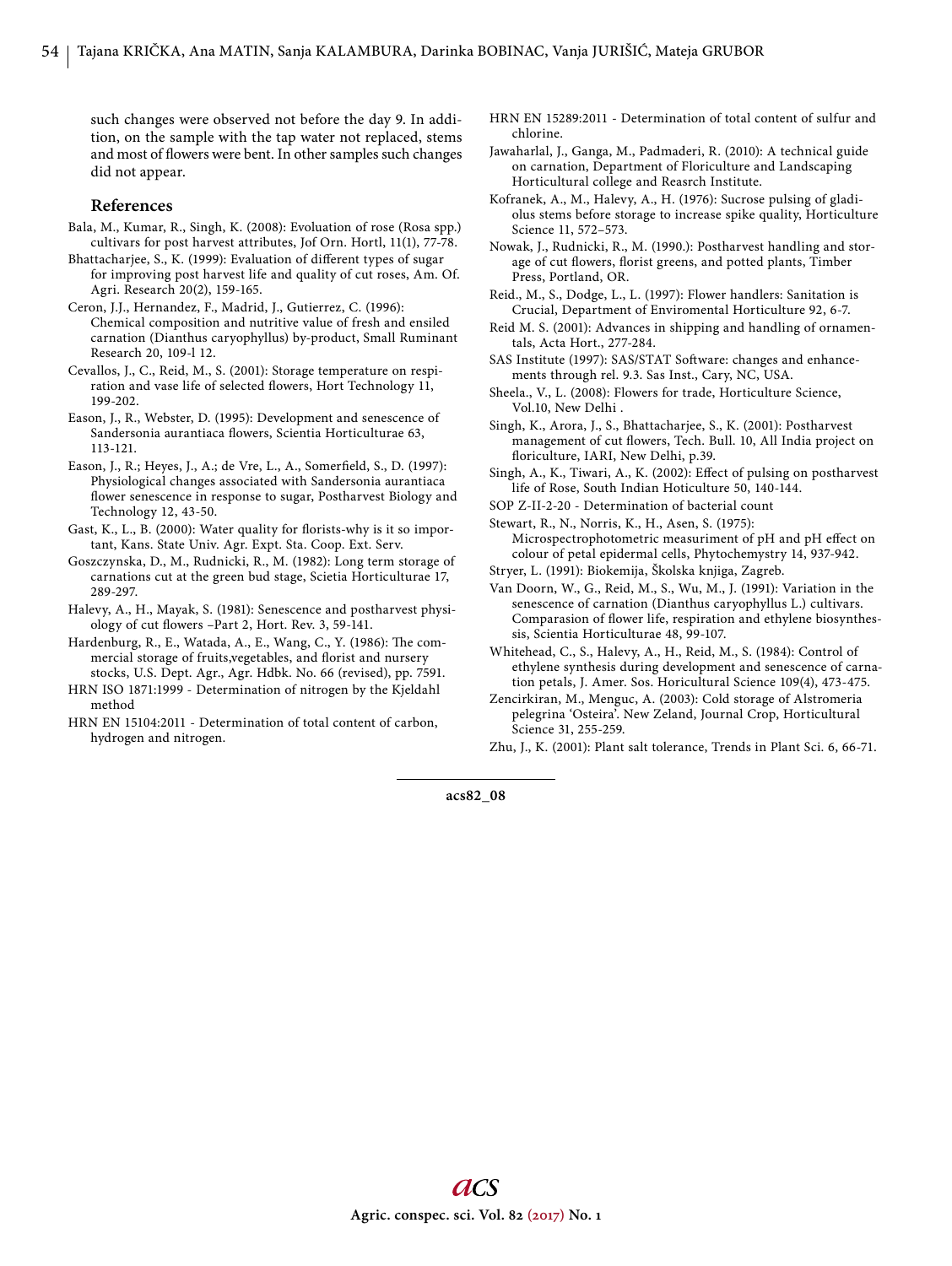such changes were observed not before the day 9. In addition, on the sample with the tap water not replaced, stems and most of flowers were bent. In other samples such changes did not appear.

## References

Bala, M., Kumar, R., Singh, K. (2008): Evoluation of rose (Rosa spp.) cultivars for post harvest attributes, Jof Orn. Hortl, 11(1), 77-78.

Bhattacharjee, S., K. (1999): Evaluation of different types of sugar for improving post harvest life and quality of cut roses, Am. Of. Agri. Research 20(2), 159-165.

Ceron, J.J., Hernandez, F., Madrid, J., Gutierrez, C. (1996): Chemical composition and nutritive value of fresh and ensiled carnation (Dianthus caryophyllus) by-product, Small Ruminant Research 20, 109-l 12.

Cevallos, J., C., Reid, M., S. (2001): Storage temperature on respiration and vase life of selected flowers, Hort Technology 11, 199-202.

Eason, J., R., Webster, D. (1995): Development and senescence of Sandersonia aurantiaca flowers, Scientia Horticulturae 63, 113-121.

Eason, J., R.; Heyes, J., A.; de Vre, L., A., Somerfield, S., D. (1997): Physiological changes associated with Sandersonia aurantiaca flower senescence in response to sugar, Postharvest Biology and Technology 12, 43-50.

Gast, K., L., B. (2000): Water quality for florists-why is it so important, Kans. State Univ. Agr. Expt. Sta. Coop. Ext. Serv.

Goszczynska, D., M., Rudnicki, R., M. (1982): Long term storage of carnations cut at the green bud stage, Scietia Horticulturae 17, 289-297.

Halevy, A., H., Mayak, S. (1981): Senescence and postharvest physiology of cut flowers –Part 2, Hort. Rev. 3, 59-141.

Hardenburg, R., E., Watada, A., E., Wang, C., Y. (1986): The commercial storage of fruits,vegetables, and florist and nursery stocks, U.S. Dept. Agr., Agr. Hdbk. No. 66 (revised), pp. 7591.

HRN ISO 1871:1999 - Determination of nitrogen by the Kjeldahl method

HRN EN 15104:2011 - Determination of total content of carbon, hydrogen and nitrogen.

HRN EN 15289:2011 - Determination of total content of sulfur and chlorine.

Jawaharlal, J., Ganga, M., Padmaderi, R. (2010): A technical guide on carnation, Department of Floriculture and Landscaping Horticultural college and Reasrch Institute.

Kofranek, A., M., Halevy, A., H. (1976): Sucrose pulsing of gladiolus stems before storage to increase spike quality, Horticulture Science 11, 572–573.

Nowak, J., Rudnicki, R., M. (1990.): Postharvest handling and storage of cut flowers, florist greens, and potted plants, Timber Press, Portland, OR.

Reid., M., S., Dodge, L., L. (1997): Flower handlers: Sanitation is Crucial, Department of Enviromental Horticulture 92, 6-7.

Reid M. S. (2001): Advances in shipping and handling of ornamentals, Acta Hort., 277-284.

SAS Institute (1997): SAS/STAT Software: changes and enhancements through rel. 9.3. Sas Inst., Cary, NC, USA.

Sheela., V., L. (2008): Flowers for trade, Horticulture Science, Vol.10, New Delhi .

Singh, K., Arora, J., S., Bhattacharjee, S., K. (2001): Postharvest management of cut flowers, Tech. Bull. 10, All India project on floriculture, IARI, New Delhi, p.39.

Singh, A., K., Tiwari, A., K. (2002): Effect of pulsing on postharvest life of Rose, South Indian Hoticulture 50, 140-144.

SOP Z-II-2-20 - Determination of bacterial count

Stewart, R., N., Norris, K., H., Asen, S. (1975): Microspectrophotometric measuriment of pH and pH effect on colour of petal epidermal cells, Phytochemystry 14, 937-942.

Stryer, L. (1991): Biokemija, Školska knjiga, Zagreb.

Van Doorn, W., G., Reid, M., S., Wu, M., J. (1991): Variation in the senescence of carnation (Dianthus caryophyllus L.) cultivars. Comparasion of flower life, respiration and ethylene biosynthesis, Scientia Horticulturae 48, 99-107.

Whitehead, C., S., Halevy, A., H., Reid, M., S. (1984): Control of ethylene synthesis during development and senescence of carnation petals, J. Amer. Sos. Horicultural Science 109(4), 473-475.

Zencirkiran, M., Menguc, A. (2003): Cold storage of Alstromeria pelegrina 'Osteira'. New Zeland, Journal Crop, Horticultural Science 31, 255-259.

Zhu, J., K. (2001): Plant salt tolerance, Trends in Plant Sci. 6, 66-71.

acs82_08